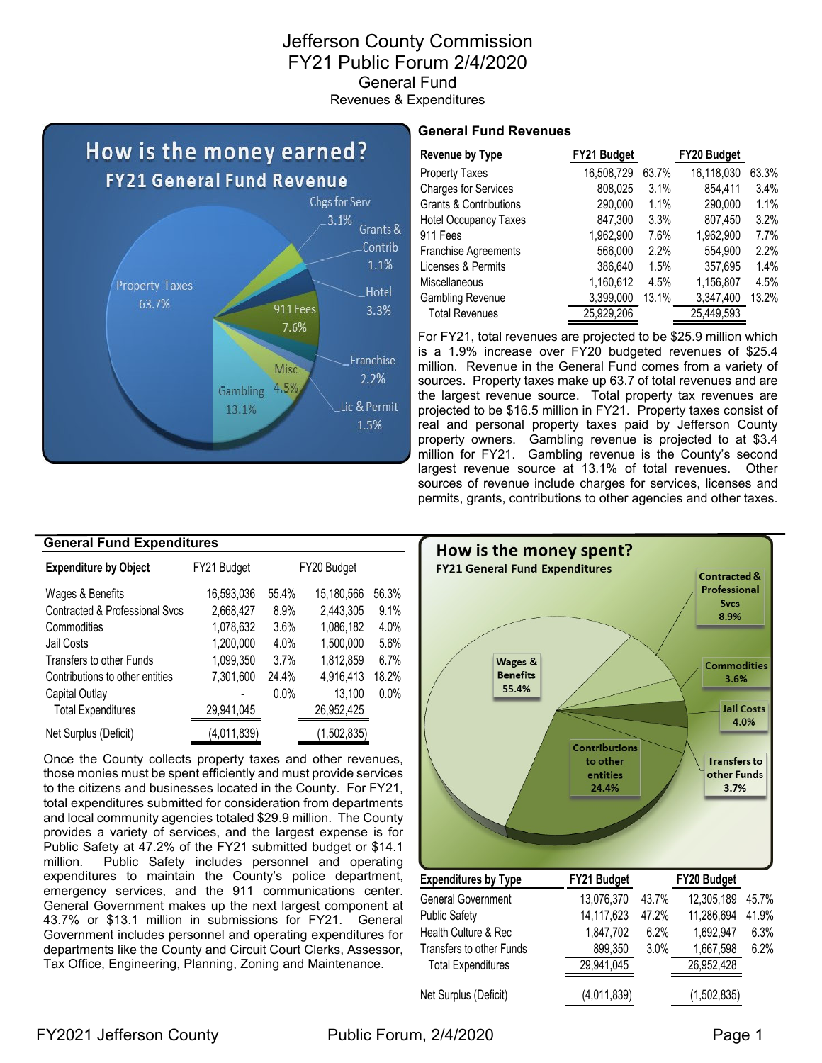# Jefferson County Commission

## FY21 Public Forum 2/4/2020

### General Fund

Revenues & Expenditures

**How is the money earned?**
**FY21 General Fund Revenue**

### General Fund Revenues

| Revenue by Type | FY21 Budget | | FY20 Budget | |
|---|---|---|---|---|
| Property Taxes | 16,508,729 | 63.7% | 16,118,030 | 63.3% |
| Charges for Services | 808,025 | 3.1% | 854,411 | 3.4% |
| Grants & Contributions | 290,000 | 1.1% | 290,000 | 1.1% |
| Hotel Occupancy Taxes | 847,300 | 3.3% | 807,450 | 3.2% |
| 911 Fees | 1,962,900 | 7.6% | 1,962,900 | 7.7% |
| Franchise Agreements | 566,000 | 2.2% | 554,900 | 2.2% |
| Licenses & Permits | 386,640 | 1.5% | 357,695 | 1.4% |
| Miscellaneous | 1,160,612 | 4.5% | 1,156,807 | 4.5% |
| Gambling Revenue | 3,399,000 | 13.1% | 3,347,400 | 13.2% |
| Total Revenues | 25,929,206 | | 25,449,593 | |

For FY21, total revenues are projected to be $25.9 million which is a 1.9% increase over FY20 budgeted revenues of $25.4 million. Revenue in the General Fund comes from a variety of sources. Property taxes make up 63.7 of total revenues and are the largest revenue source. Total property tax revenues are projected to be $16.5 million in FY21. Property taxes consist of real and personal property taxes paid by Jefferson County property owners. Gambling revenue is projected to at $3.4 million for FY21. Gambling revenue is the County's second largest revenue source at 13.1% of total revenues. Other sources of revenue include charges for services, licenses and permits, grants, contributions to other agencies and other taxes.

### General Fund Expenditures

| Expenditure by Object | FY21 Budget | | FY20 Budget | |
|---|---|---|---|---|
| Wages & Benefits | 16,593,036 | 55.4% | 15,180,566 | 56.3% |
| Contracted & Professional Svcs | 2,668,427 | 8.9% | 2,443,305 | 9.1% |
| Commodities | 1,078,632 | 3.6% | 1,086,182 | 4.0% |
| Jail Costs | 1,200,000 | 4.0% | 1,500,000 | 5.6% |
| Transfers to other Funds | 1,099,350 | 3.7% | 1,812,859 | 6.7% |
| Contributions to other entities | 7,301,600 | 24.4% | 4,916,413 | 18.2% |
| Capital Outlay | - | 0.0% | 13,100 | 0.0% |
| Total Expenditures | 29,941,045 | | 26,952,425 | |
| Net Surplus (Deficit) | (4,011,839) | | (1,502,835) | |

Once the County collects property taxes and other revenues, those monies must be spent efficiently and must provide services to the citizens and businesses located in the County. For FY21, total expenditures submitted for consideration from departments and local community agencies totaled $29.9 million. The County provides a variety of services, and the largest expense is for Public Safety at 47.2% of the FY21 submitted budget or $14.1 million. Public Safety includes personnel and operating expenditures to maintain the County's police department, emergency services, and the 911 communications center. General Government makes up the next largest component at 43.7% or $13.1 million in submissions for FY21. General Government includes personnel and operating expenditures for departments like the County and Circuit Court Clerks, Assessor, Tax Office, Engineering, Planning, Zoning and Maintenance.

**How is the money spent?**
**FY21 General Fund Expenditures**

| Expenditures by Type | FY21 Budget | | FY20 Budget | |
|---|---|---|---|---|
| General Government | 13,076,370 | 43.7% | 12,305,189 | 45.7% |
| Public Safety | 14,117,623 | 47.2% | 11,286,694 | 41.9% |
| Health Culture & Rec | 1,847,702 | 6.2% | 1,692,947 | 6.3% |
| Transfers to other Funds | 899,350 | 3.0% | 1,667,598 | 6.2% |
| Total Expenditures | 29,941,045 | | 26,952,428 | |
| Net Surplus (Deficit) | (4,011,839) | | (1,502,835) | |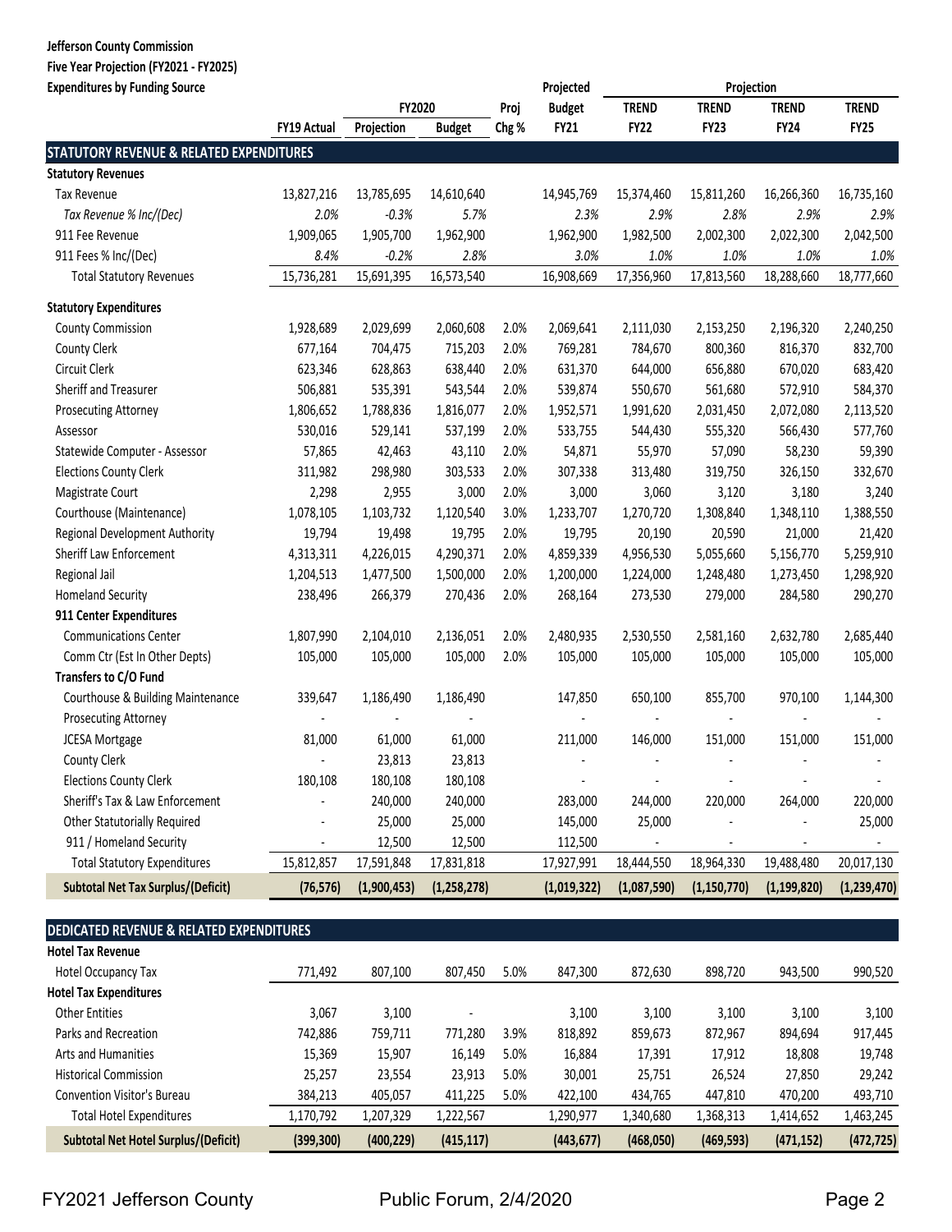**Jefferson County Commission**
**Five Year Projection (FY2021 - FY2025)**
**Expenditures by Funding Source**

| | FY19 Actual | FY2020 Projection | FY2020 Budget | Proj Chg % | Projected Budget FY21 | Projection TREND FY22 | TREND FY23 | TREND FY24 | TREND FY25 |
|---|---|---|---|---|---|---|---|---|---|
| **STATUTORY REVENUE & RELATED EXPENDITURES** | | | | | | | | | |
| **Statutory Revenues** | | | | | | | | | |
| Tax Revenue | 13,827,216 | 13,785,695 | 14,610,640 | | 14,945,769 | 15,374,460 | 15,811,260 | 16,266,360 | 16,735,160 |
| *Tax Revenue % Inc/(Dec)* | *2.0%* | *-0.3%* | *5.7%* | | *2.3%* | *2.9%* | *2.8%* | *2.9%* | *2.9%* |
| 911 Fee Revenue | 1,909,065 | 1,905,700 | 1,962,900 | | 1,962,900 | 1,982,500 | 2,002,300 | 2,022,300 | 2,042,500 |
| *911 Fees % Inc/(Dec)* | *8.4%* | *-0.2%* | *2.8%* | | *3.0%* | *1.0%* | *1.0%* | *1.0%* | *1.0%* |
| Total Statutory Revenues | 15,736,281 | 15,691,395 | 16,573,540 | | 16,908,669 | 17,356,960 | 17,813,560 | 18,288,660 | 18,777,660 |
| **Statutory Expenditures** | | | | | | | | | |
| County Commission | 1,928,689 | 2,029,699 | 2,060,608 | 2.0% | 2,069,641 | 2,111,030 | 2,153,250 | 2,196,320 | 2,240,250 |
| County Clerk | 677,164 | 704,475 | 715,203 | 2.0% | 769,281 | 784,670 | 800,360 | 816,370 | 832,700 |
| Circuit Clerk | 623,346 | 628,863 | 638,440 | 2.0% | 631,370 | 644,000 | 656,880 | 670,020 | 683,420 |
| Sheriff and Treasurer | 506,881 | 535,391 | 543,544 | 2.0% | 539,874 | 550,670 | 561,680 | 572,910 | 584,370 |
| Prosecuting Attorney | 1,806,652 | 1,788,836 | 1,816,077 | 2.0% | 1,952,571 | 1,991,620 | 2,031,450 | 2,072,080 | 2,113,520 |
| Assessor | 530,016 | 529,141 | 537,199 | 2.0% | 533,755 | 544,430 | 555,320 | 566,430 | 577,760 |
| Statewide Computer - Assessor | 57,865 | 42,463 | 43,110 | 2.0% | 54,871 | 55,970 | 57,090 | 58,230 | 59,390 |
| Elections County Clerk | 311,982 | 298,980 | 303,533 | 2.0% | 307,338 | 313,480 | 319,750 | 326,150 | 332,670 |
| Magistrate Court | 2,298 | 2,955 | 3,000 | 2.0% | 3,000 | 3,060 | 3,120 | 3,180 | 3,240 |
| Courthouse (Maintenance) | 1,078,105 | 1,103,732 | 1,120,540 | 3.0% | 1,233,707 | 1,270,720 | 1,308,840 | 1,348,110 | 1,388,550 |
| Regional Development Authority | 19,794 | 19,498 | 19,795 | 2.0% | 19,795 | 20,190 | 20,590 | 21,000 | 21,420 |
| Sheriff Law Enforcement | 4,313,311 | 4,226,015 | 4,290,371 | 2.0% | 4,859,339 | 4,956,530 | 5,055,660 | 5,156,770 | 5,259,910 |
| Regional Jail | 1,204,513 | 1,477,500 | 1,500,000 | 2.0% | 1,200,000 | 1,224,000 | 1,248,480 | 1,273,450 | 1,298,920 |
| Homeland Security | 238,496 | 266,379 | 270,436 | 2.0% | 268,164 | 273,530 | 279,000 | 284,580 | 290,270 |
| **911 Center Expenditures** | | | | | | | | | |
| Communications Center | 1,807,990 | 2,104,010 | 2,136,051 | 2.0% | 2,480,935 | 2,530,550 | 2,581,160 | 2,632,780 | 2,685,440 |
| Comm Ctr (Est In Other Depts) | 105,000 | 105,000 | 105,000 | 2.0% | 105,000 | 105,000 | 105,000 | 105,000 | 105,000 |
| **Transfers to C/O Fund** | | | | | | | | | |
| Courthouse & Building Maintenance | 339,647 | 1,186,490 | 1,186,490 | | 147,850 | 650,100 | 855,700 | 970,100 | 1,144,300 |
| Prosecuting Attorney | - | - | - | | - | - | - | - | - |
| JCESA Mortgage | 81,000 | 61,000 | 61,000 | | 211,000 | 146,000 | 151,000 | 151,000 | 151,000 |
| County Clerk | - | 23,813 | 23,813 | | - | - | - | - | - |
| Elections County Clerk | 180,108 | 180,108 | 180,108 | | - | - | - | - | - |
| Sheriff's Tax & Law Enforcement | - | 240,000 | 240,000 | | 283,000 | 244,000 | 220,000 | 264,000 | 220,000 |
| Other Statutorily Required | - | 25,000 | 25,000 | | 145,000 | 25,000 | - | - | 25,000 |
| 911 / Homeland Security | - | 12,500 | 12,500 | | 112,500 | - | - | - | - |
| Total Statutory Expenditures | 15,812,857 | 17,591,848 | 17,831,818 | | 17,927,991 | 18,444,550 | 18,964,330 | 19,488,480 | 20,017,130 |
| **Subtotal Net Tax Surplus/(Deficit)** | **(76,576)** | **(1,900,453)** | **(1,258,278)** | | **(1,019,322)** | **(1,087,590)** | **(1,150,770)** | **(1,199,820)** | **(1,239,470)** |

| | FY19 Actual | FY2020 Projection | FY2020 Budget | Proj Chg % | Projected Budget FY21 | Projection TREND FY22 | TREND FY23 | TREND FY24 | TREND FY25 |
|---|---|---|---|---|---|---|---|---|---|
| **DEDICATED REVENUE & RELATED EXPENDITURES** | | | | | | | | | |
| **Hotel Tax Revenue** | | | | | | | | | |
| Hotel Occupancy Tax | 771,492 | 807,100 | 807,450 | 5.0% | 847,300 | 872,630 | 898,720 | 943,500 | 990,520 |
| **Hotel Tax Expenditures** | | | | | | | | | |
| Other Entities | 3,067 | 3,100 | - | | 3,100 | 3,100 | 3,100 | 3,100 | 3,100 |
| Parks and Recreation | 742,886 | 759,711 | 771,280 | 3.9% | 818,892 | 859,673 | 872,967 | 894,694 | 917,445 |
| Arts and Humanities | 15,369 | 15,907 | 16,149 | 5.0% | 16,884 | 17,391 | 17,912 | 18,808 | 19,748 |
| Historical Commission | 25,257 | 23,554 | 23,913 | 5.0% | 30,001 | 25,751 | 26,524 | 27,850 | 29,242 |
| Convention Visitor's Bureau | 384,213 | 405,057 | 411,225 | 5.0% | 422,100 | 434,765 | 447,810 | 470,200 | 493,710 |
| Total Hotel Expenditures | 1,170,792 | 1,207,329 | 1,222,567 | | 1,290,977 | 1,340,680 | 1,368,313 | 1,414,652 | 1,463,245 |
| **Subtotal Net Hotel Surplus/(Deficit)** | **(399,300)** | **(400,229)** | **(415,117)** | | **(443,677)** | **(468,050)** | **(469,593)** | **(471,152)** | **(472,725)** |

FY2021 Jefferson County Public Forum, 2/4/2020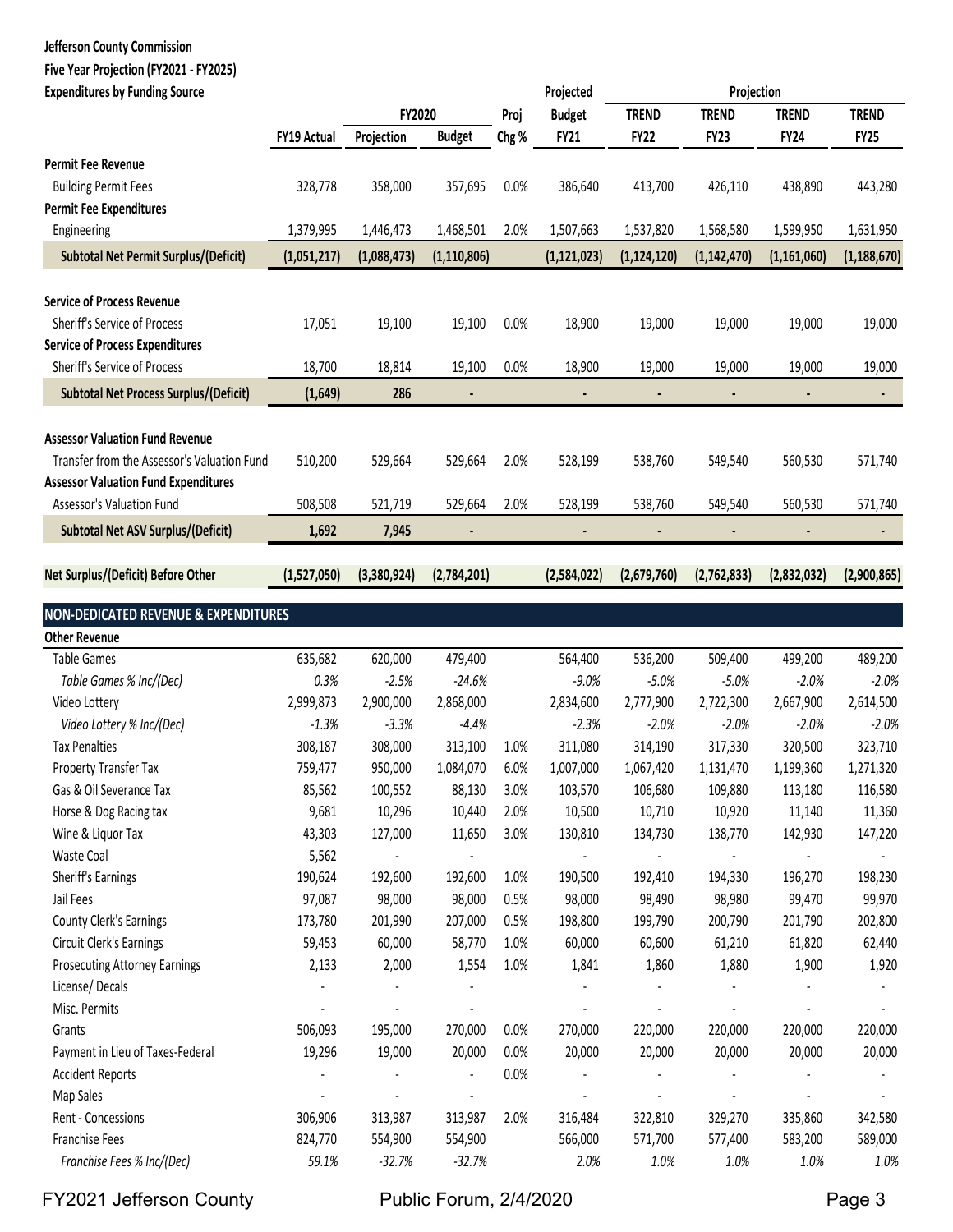**Jefferson County Commission**
**Five Year Projection (FY2021 - FY2025)**
**Expenditures by Funding Source**

| | | FY2020 | | Proj | Projected Budget | Projection | | | |
|---|---|---|---|---|---|---|---|---|---|
| | FY19 Actual | Projection | Budget | Chg % | FY21 | TREND FY22 | TREND FY23 | TREND FY24 | TREND FY25 |
| **Permit Fee Revenue** | | | | | | | | | |
| Building Permit Fees | 328,778 | 358,000 | 357,695 | 0.0% | 386,640 | 413,700 | 426,110 | 438,890 | 443,280 |
| **Permit Fee Expenditures** | | | | | | | | | |
| Engineering | 1,379,995 | 1,446,473 | 1,468,501 | 2.0% | 1,507,663 | 1,537,820 | 1,568,580 | 1,599,950 | 1,631,950 |
| **Subtotal Net Permit Surplus/(Deficit)** | **(1,051,217)** | **(1,088,473)** | **(1,110,806)** | | **(1,121,023)** | **(1,124,120)** | **(1,142,470)** | **(1,161,060)** | **(1,188,670)** |
| **Service of Process Revenue** | | | | | | | | | |
| Sheriff's Service of Process | 17,051 | 19,100 | 19,100 | 0.0% | 18,900 | 19,000 | 19,000 | 19,000 | 19,000 |
| **Service of Process Expenditures** | | | | | | | | | |
| Sheriff's Service of Process | 18,700 | 18,814 | 19,100 | 0.0% | 18,900 | 19,000 | 19,000 | 19,000 | 19,000 |
| **Subtotal Net Process Surplus/(Deficit)** | **(1,649)** | **286** | **-** | | **-** | **-** | **-** | **-** | **-** |
| **Assessor Valuation Fund Revenue** | | | | | | | | | |
| Transfer from the Assessor's Valuation Fund | 510,200 | 529,664 | 529,664 | 2.0% | 528,199 | 538,760 | 549,540 | 560,530 | 571,740 |
| **Assessor Valuation Fund Expenditures** | | | | | | | | | |
| Assessor's Valuation Fund | 508,508 | 521,719 | 529,664 | 2.0% | 528,199 | 538,760 | 549,540 | 560,530 | 571,740 |
| **Subtotal Net ASV Surplus/(Deficit)** | **1,692** | **7,945** | **-** | | **-** | **-** | **-** | **-** | **-** |
| **Net Surplus/(Deficit) Before Other** | **(1,527,050)** | **(3,380,924)** | **(2,784,201)** | | **(2,584,022)** | **(2,679,760)** | **(2,762,833)** | **(2,832,032)** | **(2,900,865)** |
| **NON-DEDICATED REVENUE & EXPENDITURES** | | | | | | | | | |
| **Other Revenue** | | | | | | | | | |
| Table Games | 635,682 | 620,000 | 479,400 | | 564,400 | 536,200 | 509,400 | 499,200 | 489,200 |
| *Table Games % Inc/(Dec)* | *0.3%* | *-2.5%* | *-24.6%* | | *-9.0%* | *-5.0%* | *-5.0%* | *-2.0%* | *-2.0%* |
| Video Lottery | 2,999,873 | 2,900,000 | 2,868,000 | | 2,834,600 | 2,777,900 | 2,722,300 | 2,667,900 | 2,614,500 |
| *Video Lottery % Inc/(Dec)* | *-1.3%* | *-3.3%* | *-4.4%* | | *-2.3%* | *-2.0%* | *-2.0%* | *-2.0%* | *-2.0%* |
| Tax Penalties | 308,187 | 308,000 | 313,100 | 1.0% | 311,080 | 314,190 | 317,330 | 320,500 | 323,710 |
| Property Transfer Tax | 759,477 | 950,000 | 1,084,070 | 6.0% | 1,007,000 | 1,067,420 | 1,131,470 | 1,199,360 | 1,271,320 |
| Gas & Oil Severance Tax | 85,562 | 100,552 | 88,130 | 3.0% | 103,570 | 106,680 | 109,880 | 113,180 | 116,580 |
| Horse & Dog Racing tax | 9,681 | 10,296 | 10,440 | 2.0% | 10,500 | 10,710 | 10,920 | 11,140 | 11,360 |
| Wine & Liquor Tax | 43,303 | 127,000 | 11,650 | 3.0% | 130,810 | 134,730 | 138,770 | 142,930 | 147,220 |
| Waste Coal | 5,562 | - | - | | - | - | - | - | - |
| Sheriff's Earnings | 190,624 | 192,600 | 192,600 | 1.0% | 190,500 | 192,410 | 194,330 | 196,270 | 198,230 |
| Jail Fees | 97,087 | 98,000 | 98,000 | 0.5% | 98,000 | 98,490 | 98,980 | 99,470 | 99,970 |
| County Clerk's Earnings | 173,780 | 201,990 | 207,000 | 0.5% | 198,800 | 199,790 | 200,790 | 201,790 | 202,800 |
| Circuit Clerk's Earnings | 59,453 | 60,000 | 58,770 | 1.0% | 60,000 | 60,600 | 61,210 | 61,820 | 62,440 |
| Prosecuting Attorney Earnings | 2,133 | 2,000 | 1,554 | 1.0% | 1,841 | 1,860 | 1,880 | 1,900 | 1,920 |
| License/ Decals | - | - | - | | - | - | - | - | - |
| Misc. Permits | - | - | - | | - | - | - | - | - |
| Grants | 506,093 | 195,000 | 270,000 | 0.0% | 270,000 | 220,000 | 220,000 | 220,000 | 220,000 |
| Payment in Lieu of Taxes-Federal | 19,296 | 19,000 | 20,000 | 0.0% | 20,000 | 20,000 | 20,000 | 20,000 | 20,000 |
| Accident Reports | - | - | - | 0.0% | - | - | - | - | - |
| Map Sales | - | - | - | | - | - | - | - | - |
| Rent - Concessions | 306,906 | 313,987 | 313,987 | 2.0% | 316,484 | 322,810 | 329,270 | 335,860 | 342,580 |
| Franchise Fees | 824,770 | 554,900 | 554,900 | | 566,000 | 571,700 | 577,400 | 583,200 | 589,000 |
| *Franchise Fees % Inc/(Dec)* | *59.1%* | *-32.7%* | *-32.7%* | | *2.0%* | *1.0%* | *1.0%* | *1.0%* | *1.0%* |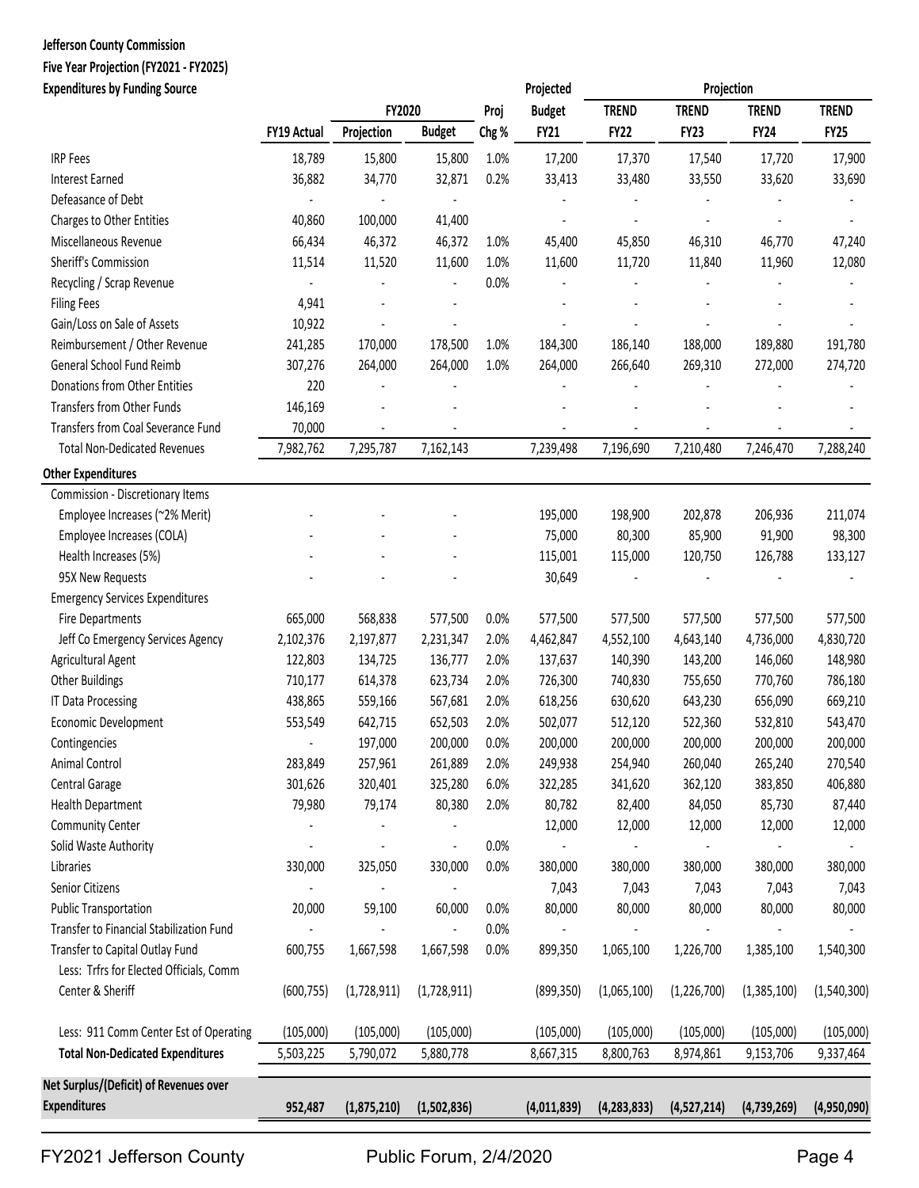**Jefferson County Commission**
**Five Year Projection (FY2021 - FY2025)**
**Expenditures by Funding Source**

| | FY19 Actual | FY2020 Projection | FY2020 Budget | Proj Chg % | Projected Budget FY21 | Projection TREND FY22 | Projection TREND FY23 | Projection TREND FY24 | Projection TREND FY25 |
|---|---|---|---|---|---|---|---|---|---|
| IRP Fees | 18,789 | 15,800 | 15,800 | 1.0% | 17,200 | 17,370 | 17,540 | 17,720 | 17,900 |
| Interest Earned | 36,882 | 34,770 | 32,871 | 0.2% | 33,413 | 33,480 | 33,550 | 33,620 | 33,690 |
| Defeasance of Debt | - | - | - | | - | - | - | - | - |
| Charges to Other Entities | 40,860 | 100,000 | 41,400 | | - | - | - | - | - |
| Miscellaneous Revenue | 66,434 | 46,372 | 46,372 | 1.0% | 45,400 | 45,850 | 46,310 | 46,770 | 47,240 |
| Sheriff's Commission | 11,514 | 11,520 | 11,600 | 1.0% | 11,600 | 11,720 | 11,840 | 11,960 | 12,080 |
| Recycling / Scrap Revenue | - | - | - | 0.0% | - | - | - | - | - |
| Filing Fees | 4,941 | - | - | | - | - | - | - | - |
| Gain/Loss on Sale of Assets | 10,922 | - | - | | - | - | - | - | - |
| Reimbursement / Other Revenue | 241,285 | 170,000 | 178,500 | 1.0% | 184,300 | 186,140 | 188,000 | 189,880 | 191,780 |
| General School Fund Reimb | 307,276 | 264,000 | 264,000 | 1.0% | 264,000 | 266,640 | 269,310 | 272,000 | 274,720 |
| Donations from Other Entities | 220 | - | - | | - | - | - | - | - |
| Transfers from Other Funds | 146,169 | - | - | | - | - | - | - | - |
| Transfers from Coal Severance Fund | 70,000 | - | - | | - | - | - | - | - |
| Total Non-Dedicated Revenues | 7,982,762 | 7,295,787 | 7,162,143 | | 7,239,498 | 7,196,690 | 7,210,480 | 7,246,470 | 7,288,240 |
| **Other Expenditures** | | | | | | | | | |
| Commission - Discretionary Items | | | | | | | | | |
| Employee Increases (~2% Merit) | - | - | - | | 195,000 | 198,900 | 202,878 | 206,936 | 211,074 |
| Employee Increases (COLA) | - | - | - | | 75,000 | 80,300 | 85,900 | 91,900 | 98,300 |
| Health Increases (5%) | - | - | - | | 115,001 | 115,000 | 120,750 | 126,788 | 133,127 |
| 95X New Requests | - | - | - | | 30,649 | - | - | - | - |
| Emergency Services Expenditures | | | | | | | | | |
| Fire Departments | 665,000 | 568,838 | 577,500 | 0.0% | 577,500 | 577,500 | 577,500 | 577,500 | 577,500 |
| Jeff Co Emergency Services Agency | 2,102,376 | 2,197,877 | 2,231,347 | 2.0% | 4,462,847 | 4,552,100 | 4,643,140 | 4,736,000 | 4,830,720 |
| Agricultural Agent | 122,803 | 134,725 | 136,777 | 2.0% | 137,637 | 140,390 | 143,200 | 146,060 | 148,980 |
| Other Buildings | 710,177 | 614,378 | 623,734 | 2.0% | 726,300 | 740,830 | 755,650 | 770,760 | 786,180 |
| IT Data Processing | 438,865 | 559,166 | 567,681 | 2.0% | 618,256 | 630,620 | 643,230 | 656,090 | 669,210 |
| Economic Development | 553,549 | 642,715 | 652,503 | 2.0% | 502,077 | 512,120 | 522,360 | 532,810 | 543,470 |
| Contingencies | - | 197,000 | 200,000 | 0.0% | 200,000 | 200,000 | 200,000 | 200,000 | 200,000 |
| Animal Control | 283,849 | 257,961 | 261,889 | 2.0% | 249,938 | 254,940 | 260,040 | 265,240 | 270,540 |
| Central Garage | 301,626 | 320,401 | 325,280 | 6.0% | 322,285 | 341,620 | 362,120 | 383,850 | 406,880 |
| Health Department | 79,980 | 79,174 | 80,380 | 2.0% | 80,782 | 82,400 | 84,050 | 85,730 | 87,440 |
| Community Center | - | - | - | | 12,000 | 12,000 | 12,000 | 12,000 | 12,000 |
| Solid Waste Authority | - | - | - | 0.0% | - | - | - | - | - |
| Libraries | 330,000 | 325,050 | 330,000 | 0.0% | 380,000 | 380,000 | 380,000 | 380,000 | 380,000 |
| Senior Citizens | - | - | - | | 7,043 | 7,043 | 7,043 | 7,043 | 7,043 |
| Public Transportation | 20,000 | 59,100 | 60,000 | 0.0% | 80,000 | 80,000 | 80,000 | 80,000 | 80,000 |
| Transfer to Financial Stabilization Fund | - | - | - | 0.0% | - | - | - | - | - |
| Transfer to Capital Outlay Fund | 600,755 | 1,667,598 | 1,667,598 | 0.0% | 899,350 | 1,065,100 | 1,226,700 | 1,385,100 | 1,540,300 |
| Less: Trfrs for Elected Officials, Comm Center & Sheriff | (600,755) | (1,728,911) | (1,728,911) | | (899,350) | (1,065,100) | (1,226,700) | (1,385,100) | (1,540,300) |
| Less: 911 Comm Center Est of Operating | (105,000) | (105,000) | (105,000) | | (105,000) | (105,000) | (105,000) | (105,000) | (105,000) |
| **Total Non-Dedicated Expenditures** | 5,503,225 | 5,790,072 | 5,880,778 | | 8,667,315 | 8,800,763 | 8,974,861 | 9,153,706 | 9,337,464 |
| **Net Surplus/(Deficit) of Revenues over Expenditures** | **952,487** | **(1,875,210)** | **(1,502,836)** | | **(4,011,839)** | **(4,283,833)** | **(4,527,214)** | **(4,739,269)** | **(4,950,090)** |

FY2021 Jefferson County — Public Forum, 2/4/2020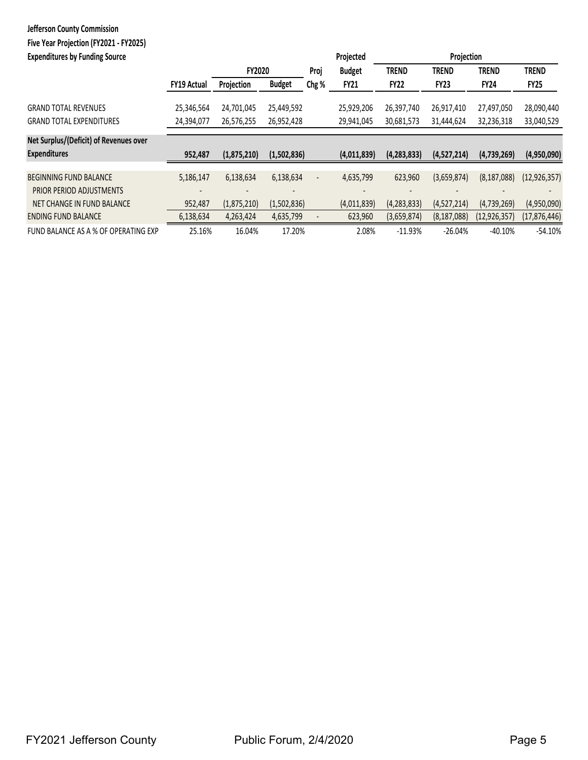**Jefferson County Commission**
**Five Year Projection (FY2021 - FY2025)**
**Expenditures by Funding Source**

| | | FY2020 | | Proj | Projected Budget | Projection TREND | TREND | TREND | TREND |
|---|---|---|---|---|---|---|---|---|---|
| | FY19 Actual | Projection | Budget | Chg % | FY21 | FY22 | FY23 | FY24 | FY25 |
| GRAND TOTAL REVENUES | 25,346,564 | 24,701,045 | 25,449,592 | | 25,929,206 | 26,397,740 | 26,917,410 | 27,497,050 | 28,090,440 |
| GRAND TOTAL EXPENDITURES | 24,394,077 | 26,576,255 | 26,952,428 | | 29,941,045 | 30,681,573 | 31,444,624 | 32,236,318 | 33,040,529 |
| **Net Surplus/(Deficit) of Revenues over Expenditures** | **952,487** | **(1,875,210)** | **(1,502,836)** | | **(4,011,839)** | **(4,283,833)** | **(4,527,214)** | **(4,739,269)** | **(4,950,090)** |
| BEGINNING FUND BALANCE | 5,186,147 | 6,138,634 | 6,138,634 | - | 4,635,799 | 623,960 | (3,659,874) | (8,187,088) | (12,926,357) |
| PRIOR PERIOD ADJUSTMENTS | - | - | - | | - | - | - | - | - |
| NET CHANGE IN FUND BALANCE | 952,487 | (1,875,210) | (1,502,836) | | (4,011,839) | (4,283,833) | (4,527,214) | (4,739,269) | (4,950,090) |
| ENDING FUND BALANCE | 6,138,634 | 4,263,424 | 4,635,799 | - | 623,960 | (3,659,874) | (8,187,088) | (12,926,357) | (17,876,446) |
| FUND BALANCE AS A % OF OPERATING EXP | 25.16% | 16.04% | 17.20% | | 2.08% | -11.93% | -26.04% | -40.10% | -54.10% |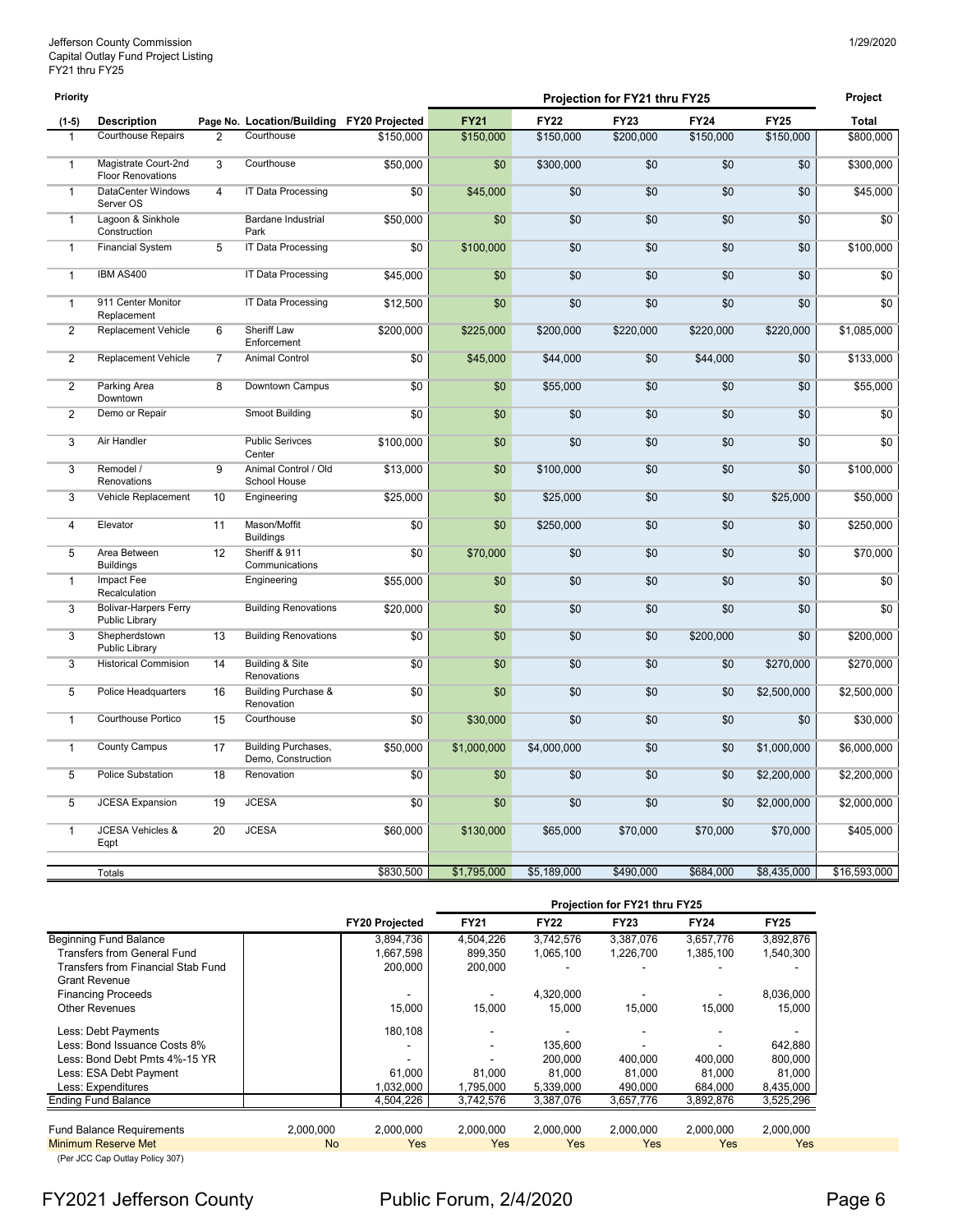Jefferson County Commission
Capital Outlay Fund Project Listing
FY21 thru FY25

1/29/2020

| Priority | | | | | | Projection for FY21 thru FY25 | | | | | Project |
|---|---|---|---|---|---|---|---|---|---|---|---|
| (1-5) | Description | Page No. | Location/Building | FY20 Projected | FY21 | FY22 | FY23 | FY24 | FY25 | Total |
| 1 | Courthouse Repairs | 2 | Courthouse | $150,000 | $150,000 | $150,000 | $200,000 | $150,000 | $150,000 | $800,000 |
| 1 | Magistrate Court-2nd Floor Renovations | 3 | Courthouse | $50,000 | $0 | $300,000 | $0 | $0 | $0 | $300,000 |
| 1 | DataCenter Windows Server OS | 4 | IT Data Processing | $0 | $45,000 | $0 | $0 | $0 | $0 | $45,000 |
| 1 | Lagoon & Sinkhole Construction | | Bardane Industrial Park | $50,000 | $0 | $0 | $0 | $0 | $0 | $0 |
| 1 | Financial System | 5 | IT Data Processing | $0 | $100,000 | $0 | $0 | $0 | $0 | $100,000 |
| 1 | IBM AS400 | | IT Data Processing | $45,000 | $0 | $0 | $0 | $0 | $0 | $0 |
| 1 | 911 Center Monitor Replacement | | IT Data Processing | $12,500 | $0 | $0 | $0 | $0 | $0 | $0 |
| 2 | Replacement Vehicle | 6 | Sheriff Law Enforcement | $200,000 | $225,000 | $200,000 | $220,000 | $220,000 | $220,000 | $1,085,000 |
| 2 | Replacement Vehicle | 7 | Animal Control | $0 | $45,000 | $44,000 | $0 | $44,000 | $0 | $133,000 |
| 2 | Parking Area Downtown | 8 | Downtown Campus | $0 | $0 | $55,000 | $0 | $0 | $0 | $55,000 |
| 2 | Demo or Repair | | Smoot Building | $0 | $0 | $0 | $0 | $0 | $0 | $0 |
| 3 | Air Handler | | Public Serivces Center | $100,000 | $0 | $0 | $0 | $0 | $0 | $0 |
| 3 | Remodel / Renovations | 9 | Animal Control / Old School House | $13,000 | $0 | $100,000 | $0 | $0 | $0 | $100,000 |
| 3 | Vehicle Replacement | 10 | Engineering | $25,000 | $0 | $25,000 | $0 | $0 | $25,000 | $50,000 |
| 4 | Elevator | 11 | Mason/Moffit Buildings | $0 | $0 | $250,000 | $0 | $0 | $0 | $250,000 |
| 5 | Area Between Buildings | 12 | Sheriff & 911 Communications | $0 | $70,000 | $0 | $0 | $0 | $0 | $70,000 |
| 1 | Impact Fee Recalculation | | Engineering | $55,000 | $0 | $0 | $0 | $0 | $0 | $0 |
| 3 | Bolivar-Harpers Ferry Public Library | | Building Renovations | $20,000 | $0 | $0 | $0 | $0 | $0 | $0 |
| 3 | Shepherdstown Public Library | 13 | Building Renovations | $0 | $0 | $0 | $0 | $200,000 | $0 | $200,000 |
| 3 | Historical Commision | 14 | Building & Site Renovations | $0 | $0 | $0 | $0 | $0 | $270,000 | $270,000 |
| 5 | Police Headquarters | 16 | Building Purchase & Renovation | $0 | $0 | $0 | $0 | $0 | $2,500,000 | $2,500,000 |
| 1 | Courthouse Portico | 15 | Courthouse | $0 | $30,000 | $0 | $0 | $0 | $0 | $30,000 |
| 1 | County Campus | 17 | Building Purchases, Demo, Construction | $50,000 | $1,000,000 | $4,000,000 | $0 | $0 | $1,000,000 | $6,000,000 |
| 5 | Police Substation | 18 | Renovation | $0 | $0 | $0 | $0 | $0 | $2,200,000 | $2,200,000 |
| 5 | JCESA Expansion | 19 | JCESA | $0 | $0 | $0 | $0 | $0 | $2,000,000 | $2,000,000 |
| 1 | JCESA Vehicles & Eqpt | 20 | JCESA | $60,000 | $130,000 | $65,000 | $70,000 | $70,000 | $70,000 | $405,000 |
| | Totals | | | $830,500 | $1,795,000 | $5,189,000 | $490,000 | $684,000 | $8,435,000 | $16,593,000 |

| | | | Projection for FY21 thru FY25 | | | | |
|---|---|---|---|---|---|---|---|
| | | FY20 Projected | FY21 | FY22 | FY23 | FY24 | FY25 |
| Beginning Fund Balance | | 3,894,736 | 4,504,226 | 3,742,576 | 3,387,076 | 3,657,776 | 3,892,876 |
| Transfers from General Fund | | 1,667,598 | 899,350 | 1,065,100 | 1,226,700 | 1,385,100 | 1,540,300 |
| Transfers from Financial Stab Fund | | 200,000 | 200,000 | - | - | - | - |
| Grant Revenue | | | | | | | |
| Financing Proceeds | | - | - | 4,320,000 | - | - | 8,036,000 |
| Other Revenues | | 15,000 | 15,000 | 15,000 | 15,000 | 15,000 | 15,000 |
| Less: Debt Payments | | 180,108 | - | - | - | - | - |
| Less: Bond Issuance Costs 8% | | - | - | 135,600 | - | - | 642,880 |
| Less: Bond Debt Pmts 4%-15 YR | | - | - | 200,000 | 400,000 | 400,000 | 800,000 |
| Less: ESA Debt Payment | | 61,000 | 81,000 | 81,000 | 81,000 | 81,000 | 81,000 |
| Less: Expenditures | | 1,032,000 | 1,795,000 | 5,339,000 | 490,000 | 684,000 | 8,435,000 |
| Ending Fund Balance | | 4,504,226 | 3,742,576 | 3,387,076 | 3,657,776 | 3,892,876 | 3,525,296 |
| Fund Balance Requirements | 2,000,000 | 2,000,000 | 2,000,000 | 2,000,000 | 2,000,000 | 2,000,000 | 2,000,000 |
| Minimum Reserve Met | No | Yes | Yes | Yes | Yes | Yes | Yes |

(Per JCC Cap Outlay Policy 307)

FY2021 Jefferson County Public Forum, 2/4/2020